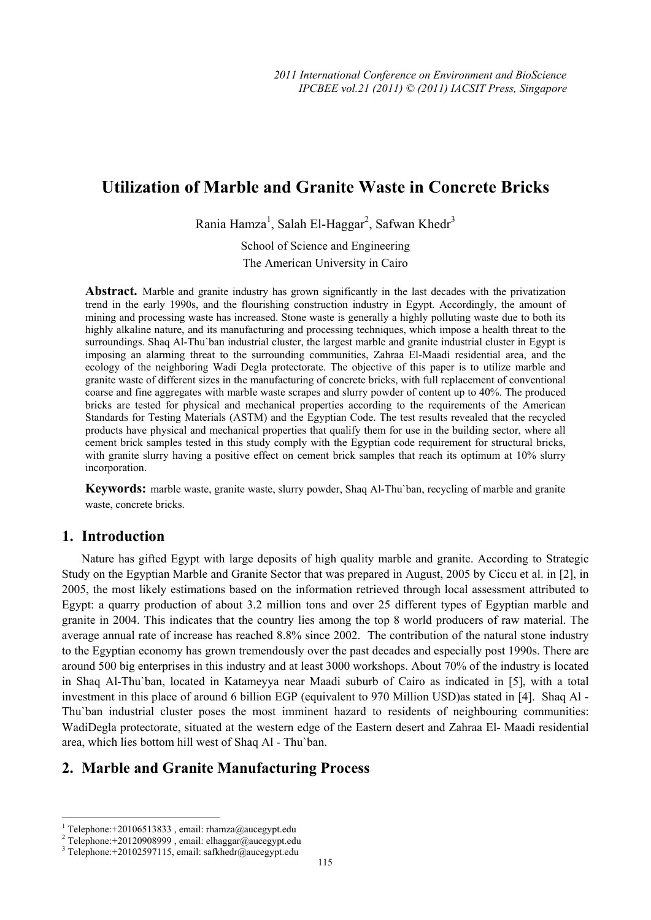# Utilization of Marble and Granite Waste in Concrete Bricks

Rania Hamza[1], Salah El-Haggar[2], Safwan Khedr[3]

School of Science and Engineering
The American University in Cairo

**Abstract.** Marble and granite industry has grown significantly in the last decades with the privatization trend in the early 1990s, and the flourishing construction industry in Egypt. Accordingly, the amount of mining and processing waste has increased. Stone waste is generally a highly polluting waste due to both its highly alkaline nature, and its manufacturing and processing techniques, which impose a health threat to the surroundings. Shaq Al-Thu`ban industrial cluster, the largest marble and granite industrial cluster in Egypt is imposing an alarming threat to the surrounding communities, Zahraa El-Maadi residential area, and the ecology of the neighboring Wadi Degla protectorate. The objective of this paper is to utilize marble and granite waste of different sizes in the manufacturing of concrete bricks, with full replacement of conventional coarse and fine aggregates with marble waste scrapes and slurry powder of content up to 40%. The produced bricks are tested for physical and mechanical properties according to the requirements of the American Standards for Testing Materials (ASTM) and the Egyptian Code. The test results revealed that the recycled products have physical and mechanical properties that qualify them for use in the building sector, where all cement brick samples tested in this study comply with the Egyptian code requirement for structural bricks, with granite slurry having a positive effect on cement brick samples that reach its optimum at 10% slurry incorporation.

**Keywords:** marble waste, granite waste, slurry powder, Shaq Al-Thu`ban, recycling of marble and granite waste, concrete bricks.

## 1. Introduction

Nature has gifted Egypt with large deposits of high quality marble and granite. According to Strategic Study on the Egyptian Marble and Granite Sector that was prepared in August, 2005 by Ciccu et al. in [2], in 2005, the most likely estimations based on the information retrieved through local assessment attributed to Egypt: a quarry production of about 3.2 million tons and over 25 different types of Egyptian marble and granite in 2004. This indicates that the country lies among the top 8 world producers of raw material. The average annual rate of increase has reached 8.8% since 2002. The contribution of the natural stone industry to the Egyptian economy has grown tremendously over the past decades and especially post 1990s. There are around 500 big enterprises in this industry and at least 3000 workshops. About 70% of the industry is located in Shaq Al-Thu`ban, located in Katameyya near Maadi suburb of Cairo as indicated in [5], with a total investment in this place of around 6 billion EGP (equivalent to 970 Million USD)as stated in [4]. Shaq Al - Thu`ban industrial cluster poses the most imminent hazard to residents of neighbouring communities: WadiDegla protectorate, situated at the western edge of the Eastern desert and Zahraa El- Maadi residential area, which lies bottom hill west of Shaq Al - Thu`ban.

## 2. Marble and Granite Manufacturing Process

---

[1] Telephone:+20106513833 , email: rhamza@aucegypt.edu

[2] Telephone:+20120908999 , email: elhaggar@aucegypt.edu

[3] Telephone:+20102597115, email: safkhedr@aucegypt.edu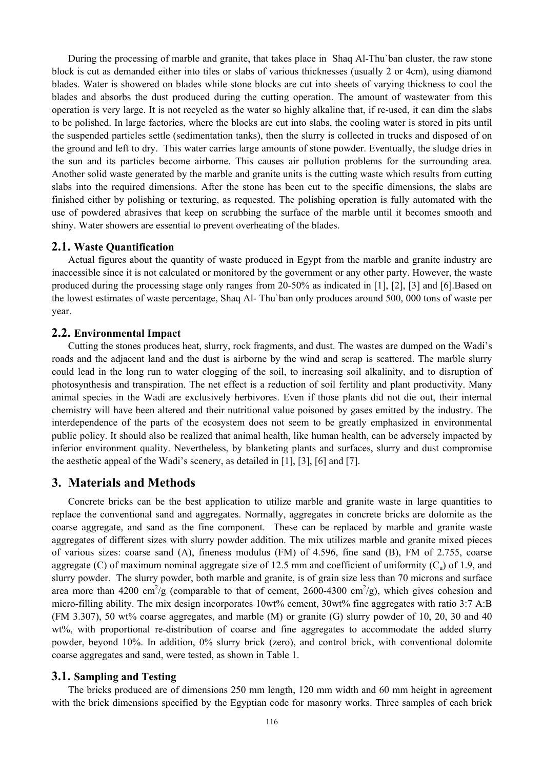During the processing of marble and granite, that takes place in Shaq Al-Thu`ban cluster, the raw stone block is cut as demanded either into tiles or slabs of various thicknesses (usually 2 or 4cm), using diamond blades. Water is showered on blades while stone blocks are cut into sheets of varying thickness to cool the blades and absorbs the dust produced during the cutting operation. The amount of wastewater from this operation is very large. It is not recycled as the water so highly alkaline that, if re-used, it can dim the slabs to be polished. In large factories, where the blocks are cut into slabs, the cooling water is stored in pits until the suspended particles settle (sedimentation tanks), then the slurry is collected in trucks and disposed of on the ground and left to dry. This water carries large amounts of stone powder. Eventually, the sludge dries in the sun and its particles become airborne. This causes air pollution problems for the surrounding area. Another solid waste generated by the marble and granite units is the cutting waste which results from cutting slabs into the required dimensions. After the stone has been cut to the specific dimensions, the slabs are finished either by polishing or texturing, as requested. The polishing operation is fully automated with the use of powdered abrasives that keep on scrubbing the surface of the marble until it becomes smooth and shiny. Water showers are essential to prevent overheating of the blades.

### 2.1. Waste Quantification

Actual figures about the quantity of waste produced in Egypt from the marble and granite industry are inaccessible since it is not calculated or monitored by the government or any other party. However, the waste produced during the processing stage only ranges from 20-50% as indicated in [1], [2], [3] and [6].Based on the lowest estimates of waste percentage, Shaq Al- Thu`ban only produces around 500, 000 tons of waste per year.

### 2.2. Environmental Impact

Cutting the stones produces heat, slurry, rock fragments, and dust. The wastes are dumped on the Wadi's roads and the adjacent land and the dust is airborne by the wind and scrap is scattered. The marble slurry could lead in the long run to water clogging of the soil, to increasing soil alkalinity, and to disruption of photosynthesis and transpiration. The net effect is a reduction of soil fertility and plant productivity. Many animal species in the Wadi are exclusively herbivores. Even if those plants did not die out, their internal chemistry will have been altered and their nutritional value poisoned by gases emitted by the industry. The interdependence of the parts of the ecosystem does not seem to be greatly emphasized in environmental public policy. It should also be realized that animal health, like human health, can be adversely impacted by inferior environment quality. Nevertheless, by blanketing plants and surfaces, slurry and dust compromise the aesthetic appeal of the Wadi's scenery, as detailed in [1], [3], [6] and [7].

## 3. Materials and Methods

Concrete bricks can be the best application to utilize marble and granite waste in large quantities to replace the conventional sand and aggregates. Normally, aggregates in concrete bricks are dolomite as the coarse aggregate, and sand as the fine component. These can be replaced by marble and granite waste aggregates of different sizes with slurry powder addition. The mix utilizes marble and granite mixed pieces of various sizes: coarse sand (A), fineness modulus (FM) of 4.596, fine sand (B), FM of 2.755, coarse aggregate (C) of maximum nominal aggregate size of 12.5 mm and coefficient of uniformity ($C_u$) of 1.9, and slurry powder. The slurry powder, both marble and granite, is of grain size less than 70 microns and surface area more than 4200 $cm^2/g$ (comparable to that of cement, 2600-4300 $cm^2/g$), which gives cohesion and micro-filling ability. The mix design incorporates 10wt% cement, 30wt% fine aggregates with ratio 3:7 A:B (FM 3.307), 50 wt% coarse aggregates, and marble (M) or granite (G) slurry powder of 10, 20, 30 and 40 wt%, with proportional re-distribution of coarse and fine aggregates to accommodate the added slurry powder, beyond 10%. In addition, 0% slurry brick (zero), and control brick, with conventional dolomite coarse aggregates and sand, were tested, as shown in Table 1.

### 3.1. Sampling and Testing

The bricks produced are of dimensions 250 mm length, 120 mm width and 60 mm height in agreement with the brick dimensions specified by the Egyptian code for masonry works. Three samples of each brick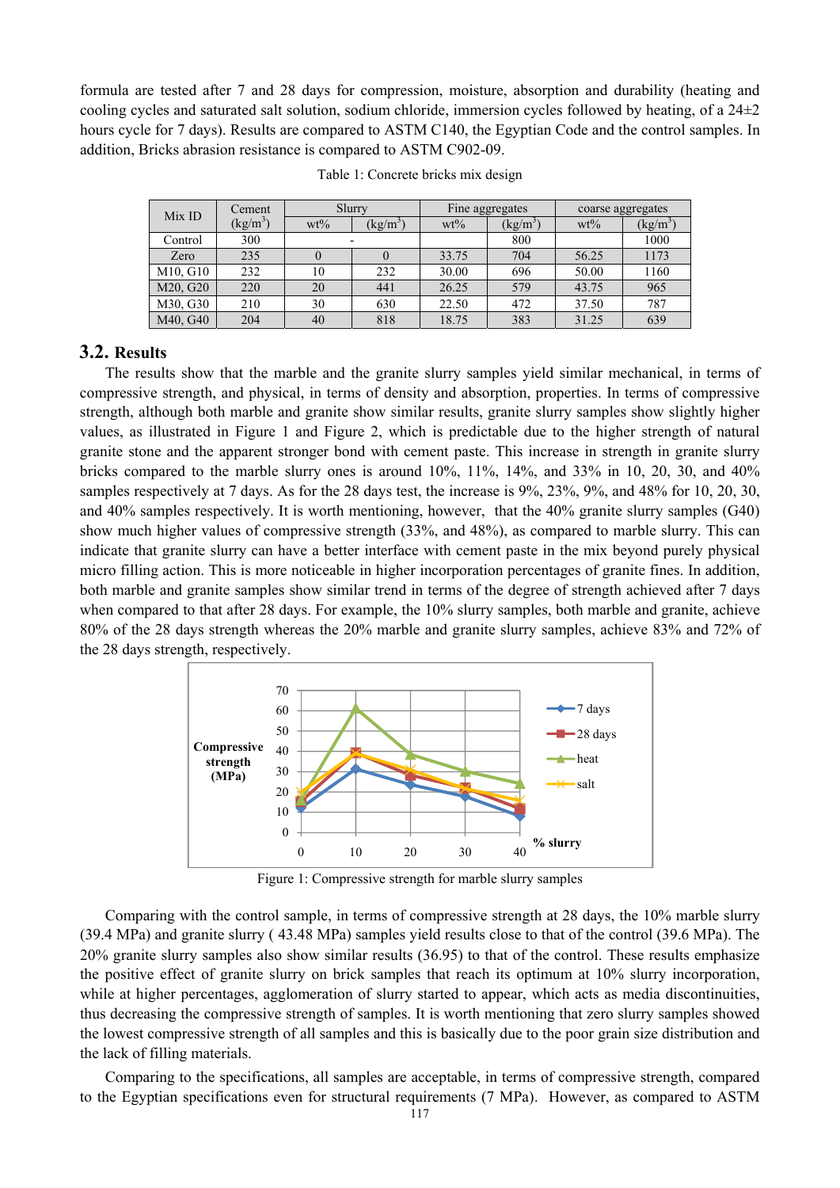formula are tested after 7 and 28 days for compression, moisture, absorption and durability (heating and cooling cycles and saturated salt solution, sodium chloride, immersion cycles followed by heating, of a 24±2 hours cycle for 7 days). Results are compared to ASTM C140, the Egyptian Code and the control samples. In addition, Bricks abrasion resistance is compared to ASTM C902-09.

Table 1: Concrete bricks mix design

| Mix ID | Cement ($kg/m^3$) | Slurry | | Fine aggregates | | coarse aggregates | |
|---|---|---|---|---|---|---|---|
| | | wt% | ($kg/m^3$) | wt% | ($kg/m^3$) | wt% | ($kg/m^3$) |
| Control | 300 | - | | | 800 | | 1000 |
| Zero | 235 | 0 | 0 | 33.75 | 704 | 56.25 | 1173 |
| M10, G10 | 232 | 10 | 232 | 30.00 | 696 | 50.00 | 1160 |
| M20, G20 | 220 | 20 | 441 | 26.25 | 579 | 43.75 | 965 |
| M30, G30 | 210 | 30 | 630 | 22.50 | 472 | 37.50 | 787 |
| M40, G40 | 204 | 40 | 818 | 18.75 | 383 | 31.25 | 639 |

## 3.2. Results

The results show that the marble and the granite slurry samples yield similar mechanical, in terms of compressive strength, and physical, in terms of density and absorption, properties. In terms of compressive strength, although both marble and granite show similar results, granite slurry samples show slightly higher values, as illustrated in Figure 1 and Figure 2, which is predictable due to the higher strength of natural granite stone and the apparent stronger bond with cement paste. This increase in strength in granite slurry bricks compared to the marble slurry ones is around 10%, 11%, 14%, and 33% in 10, 20, 30, and 40% samples respectively at 7 days. As for the 28 days test, the increase is 9%, 23%, 9%, and 48% for 10, 20, 30, and 40% samples respectively. It is worth mentioning, however, that the 40% granite slurry samples (G40) show much higher values of compressive strength (33%, and 48%), as compared to marble slurry. This can indicate that granite slurry can have a better interface with cement paste in the mix beyond purely physical micro filling action. This is more noticeable in higher incorporation percentages of granite fines. In addition, both marble and granite samples show similar trend in terms of the degree of strength achieved after 7 days when compared to that after 28 days. For example, the 10% slurry samples, both marble and granite, achieve 80% of the 28 days strength whereas the 20% marble and granite slurry samples, achieve 83% and 72% of the 28 days strength, respectively.

Figure 1: Compressive strength for marble slurry samples

Comparing with the control sample, in terms of compressive strength at 28 days, the 10% marble slurry (39.4 MPa) and granite slurry ( 43.48 MPa) samples yield results close to that of the control (39.6 MPa). The 20% granite slurry samples also show similar results (36.95) to that of the control. These results emphasize the positive effect of granite slurry on brick samples that reach its optimum at 10% slurry incorporation, while at higher percentages, agglomeration of slurry started to appear, which acts as media discontinuities, thus decreasing the compressive strength of samples. It is worth mentioning that zero slurry samples showed the lowest compressive strength of all samples and this is basically due to the poor grain size distribution and the lack of filling materials.

Comparing to the specifications, all samples are acceptable, in terms of compressive strength, compared to the Egyptian specifications even for structural requirements (7 MPa). However, as compared to ASTM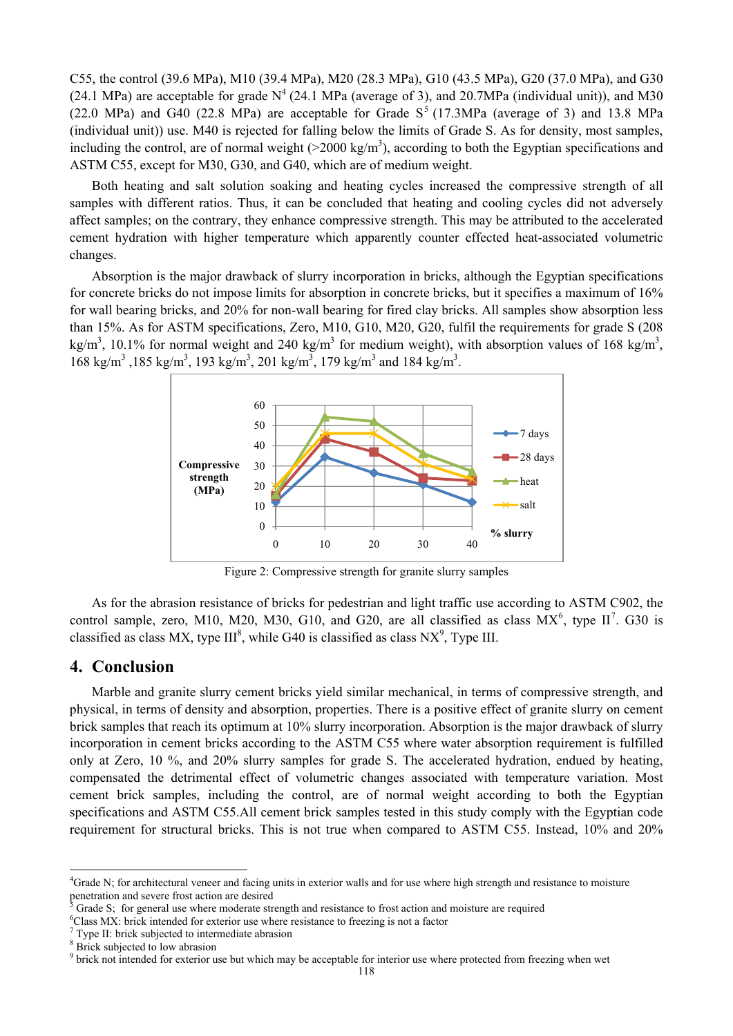C55, the control (39.6 MPa), M10 (39.4 MPa), M20 (28.3 MPa), G10 (43.5 MPa), G20 (37.0 MPa), and G30 (24.1 MPa) are acceptable for grade N[4] (24.1 MPa (average of 3), and 20.7MPa (individual unit)), and M30 (22.0 MPa) and G40 (22.8 MPa) are acceptable for Grade S[5] (17.3MPa (average of 3) and 13.8 MPa (individual unit)) use. M40 is rejected for falling below the limits of Grade S. As for density, most samples, including the control, are of normal weight (>2000 kg/m$^3$), according to both the Egyptian specifications and ASTM C55, except for M30, G30, and G40, which are of medium weight.

Both heating and salt solution soaking and heating cycles increased the compressive strength of all samples with different ratios. Thus, it can be concluded that heating and cooling cycles did not adversely affect samples; on the contrary, they enhance compressive strength. This may be attributed to the accelerated cement hydration with higher temperature which apparently counter effected heat-associated volumetric changes.

Absorption is the major drawback of slurry incorporation in bricks, although the Egyptian specifications for concrete bricks do not impose limits for absorption in concrete bricks, but it specifies a maximum of 16% for wall bearing bricks, and 20% for non-wall bearing for fired clay bricks. All samples show absorption less than 15%. As for ASTM specifications, Zero, M10, G10, M20, G20, fulfil the requirements for grade S (208 kg/m$^3$, 10.1% for normal weight and 240 kg/m$^3$ for medium weight), with absorption values of 168 kg/m$^3$, 168 kg/m$^3$ ,185 kg/m$^3$, 193 kg/m$^3$, 201 kg/m$^3$, 179 kg/m$^3$ and 184 kg/m$^3$.

Figure 2: Compressive strength for granite slurry samples

As for the abrasion resistance of bricks for pedestrian and light traffic use according to ASTM C902, the control sample, zero, M10, M20, M30, G10, and G20, are all classified as class MX[6], type II[7]. G30 is classified as class MX, type III[8], while G40 is classified as class NX[9], Type III.

## 4. Conclusion

Marble and granite slurry cement bricks yield similar mechanical, in terms of compressive strength, and physical, in terms of density and absorption, properties. There is a positive effect of granite slurry on cement brick samples that reach its optimum at 10% slurry incorporation. Absorption is the major drawback of slurry incorporation in cement bricks according to the ASTM C55 where water absorption requirement is fulfilled only at Zero, 10 %, and 20% slurry samples for grade S. The accelerated hydration, endued by heating, compensated the detrimental effect of volumetric changes associated with temperature variation. Most cement brick samples, including the control, are of normal weight according to both the Egyptian specifications and ASTM C55.All cement brick samples tested in this study comply with the Egyptian code requirement for structural bricks. This is not true when compared to ASTM C55. Instead, 10% and 20%

---

[4] Grade N; for architectural veneer and facing units in exterior walls and for use where high strength and resistance to moisture penetration and severe frost action are desired

[5] Grade S; for general use where moderate strength and resistance to frost action and moisture are required

[6] Class MX: brick intended for exterior use where resistance to freezing is not a factor

[7] Type II: brick subjected to intermediate abrasion

[8] Brick subjected to low abrasion

[9] brick not intended for exterior use but which may be acceptable for interior use where protected from freezing when wet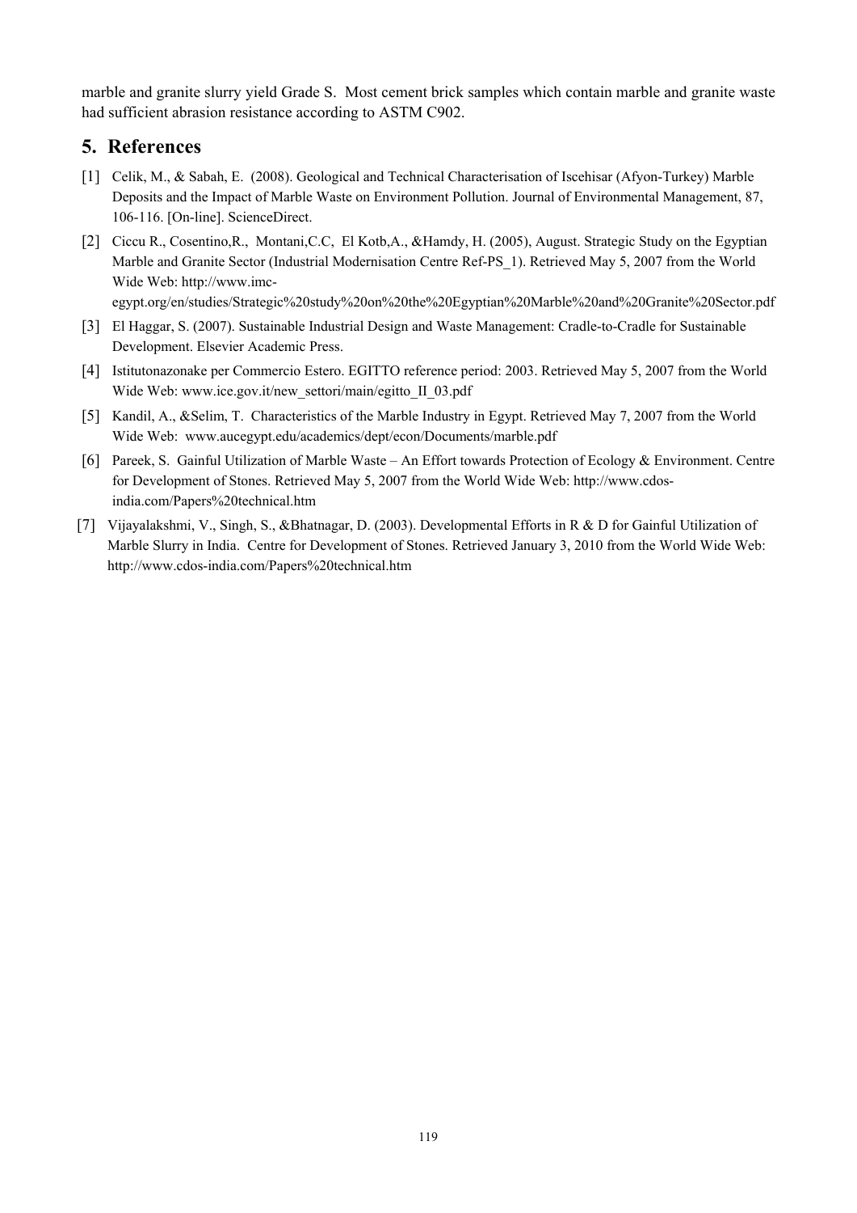marble and granite slurry yield Grade S. Most cement brick samples which contain marble and granite waste had sufficient abrasion resistance according to ASTM C902.

## 5. References

[1] Celik, M., & Sabah, E. (2008). Geological and Technical Characterisation of Iscehisar (Afyon-Turkey) Marble Deposits and the Impact of Marble Waste on Environment Pollution. Journal of Environmental Management, 87, 106-116. [On-line]. ScienceDirect.

[2] Ciccu R., Cosentino,R., Montani,C.C, El Kotb,A., &Hamdy, H. (2005), August. Strategic Study on the Egyptian Marble and Granite Sector (Industrial Modernisation Centre Ref-PS_1). Retrieved May 5, 2007 from the World Wide Web: http://www.imc-egypt.org/en/studies/Strategic%20study%20on%20the%20Egyptian%20Marble%20and%20Granite%20Sector.pdf

[3] El Haggar, S. (2007). Sustainable Industrial Design and Waste Management: Cradle-to-Cradle for Sustainable Development. Elsevier Academic Press.

[4] Istitutonazonake per Commercio Estero. EGITTO reference period: 2003. Retrieved May 5, 2007 from the World Wide Web: www.ice.gov.it/new_settori/main/egitto_II_03.pdf

[5] Kandil, A., &Selim, T. Characteristics of the Marble Industry in Egypt. Retrieved May 7, 2007 from the World Wide Web: www.aucegypt.edu/academics/dept/econ/Documents/marble.pdf

[6] Pareek, S. Gainful Utilization of Marble Waste – An Effort towards Protection of Ecology & Environment. Centre for Development of Stones. Retrieved May 5, 2007 from the World Wide Web: http://www.cdos-india.com/Papers%20technical.htm

[7] Vijayalakshmi, V., Singh, S., &Bhatnagar, D. (2003). Developmental Efforts in R & D for Gainful Utilization of Marble Slurry in India. Centre for Development of Stones. Retrieved January 3, 2010 from the World Wide Web: http://www.cdos-india.com/Papers%20technical.htm